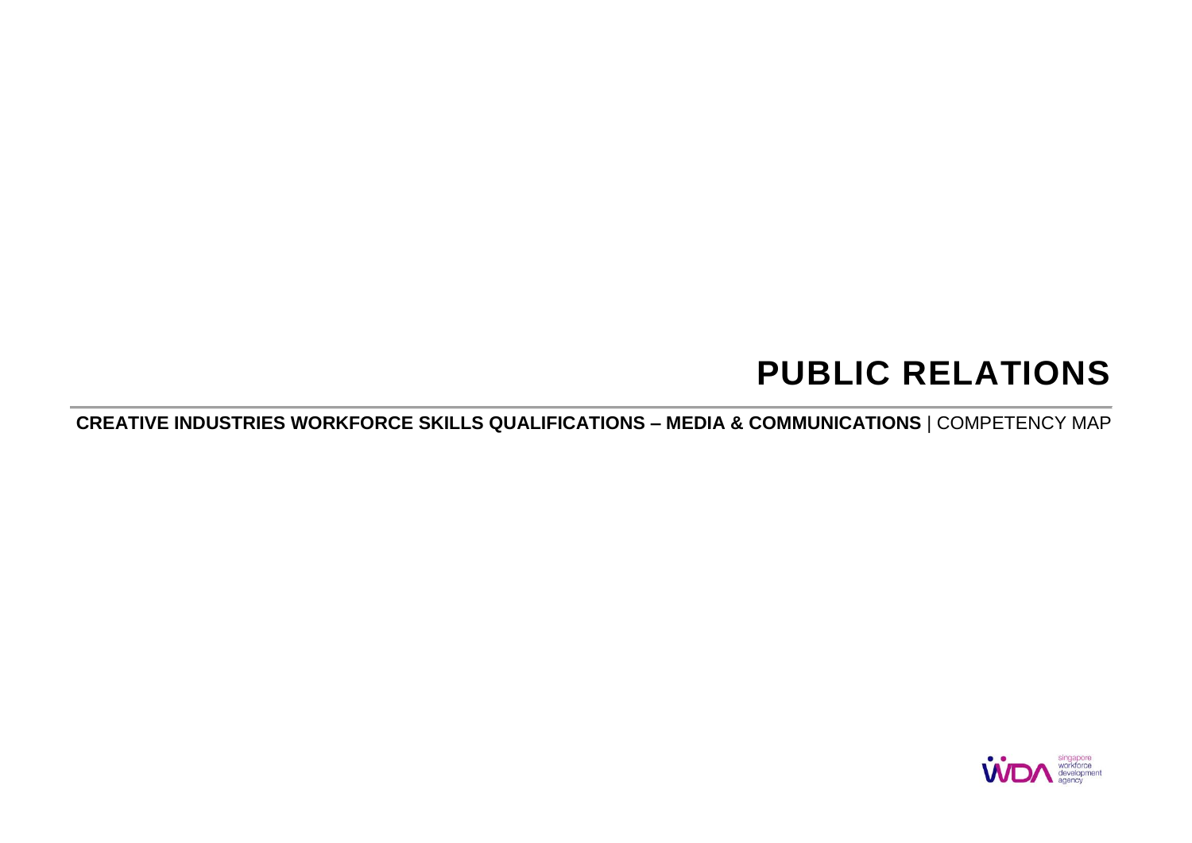# PUBLIC RELATIONS

**CREATIVE INDUSTRIES WORKFORCE SKILLS QUALIFICATIONS – MEDIA & COMMUNICATIONS** | COMPETENCY MAP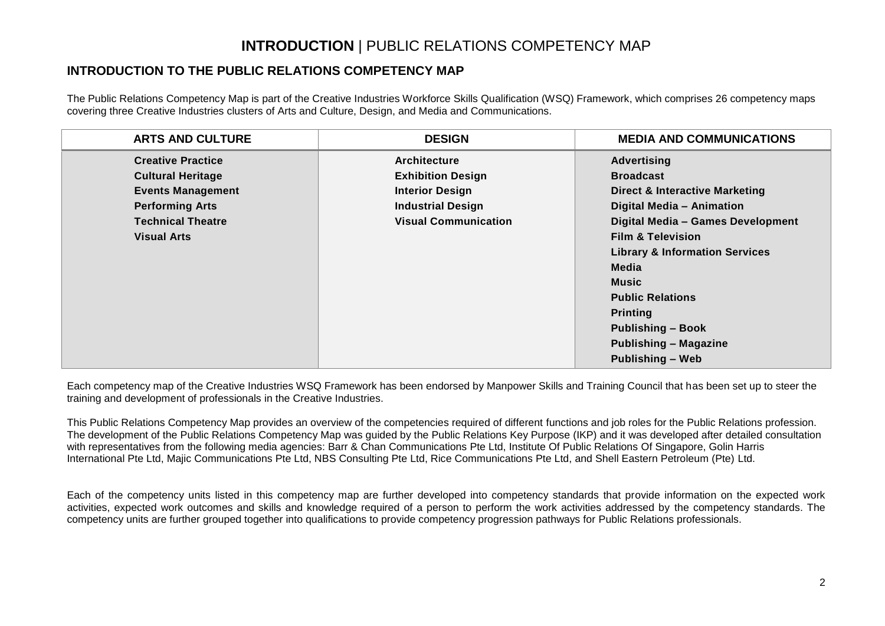# **INTRODUCTION** | PUBLIC RELATIONS COMPETENCY MAP

## INTRODUCTION TO THE PUBLIC RELATIONS COMPETENCY MAP

The Public Relations Competency Map is part of the Creative Industries Workforce Skills Qualification (WSQ) Framework, which comprises 26 competency maps covering three Creative Industries clusters of Arts and Culture, Design, and Media and Communications.

| ARTS AND CULTURE | DESIGN | MEDIA AND COMMUNICATIONS |
| --- | --- | --- |
| **Creative Practice** | **Architecture** | **Advertising** |
| **Cultural Heritage** | **Exhibition Design** | **Broadcast** |
| **Events Management** | **Interior Design** | **Direct & Interactive Marketing** |
| **Performing Arts** | **Industrial Design** | **Digital Media – Animation** |
| **Technical Theatre** | **Visual Communication** | **Digital Media – Games Development** |
| **Visual Arts** | | **Film & Television** |
| | | **Library & Information Services** |
| | | **Media** |
| | | **Music** |
| | | **Public Relations** |
| | | **Printing** |
| | | **Publishing – Book** |
| | | **Publishing – Magazine** |
| | | **Publishing – Web** |

Each competency map of the Creative Industries WSQ Framework has been endorsed by Manpower Skills and Training Council that has been set up to steer the training and development of professionals in the Creative Industries.

This Public Relations Competency Map provides an overview of the competencies required of different functions and job roles for the Public Relations profession. The development of the Public Relations Competency Map was guided by the Public Relations Key Purpose (IKP) and it was developed after detailed consultation with representatives from the following media agencies: Barr & Chan Communications Pte Ltd, Institute Of Public Relations Of Singapore, Golin Harris International Pte Ltd, Majic Communications Pte Ltd, NBS Consulting Pte Ltd, Rice Communications Pte Ltd, and Shell Eastern Petroleum (Pte) Ltd.

Each of the competency units listed in this competency map are further developed into competency standards that provide information on the expected work activities, expected work outcomes and skills and knowledge required of a person to perform the work activities addressed by the competency standards. The competency units are further grouped together into qualifications to provide competency progression pathways for Public Relations professionals.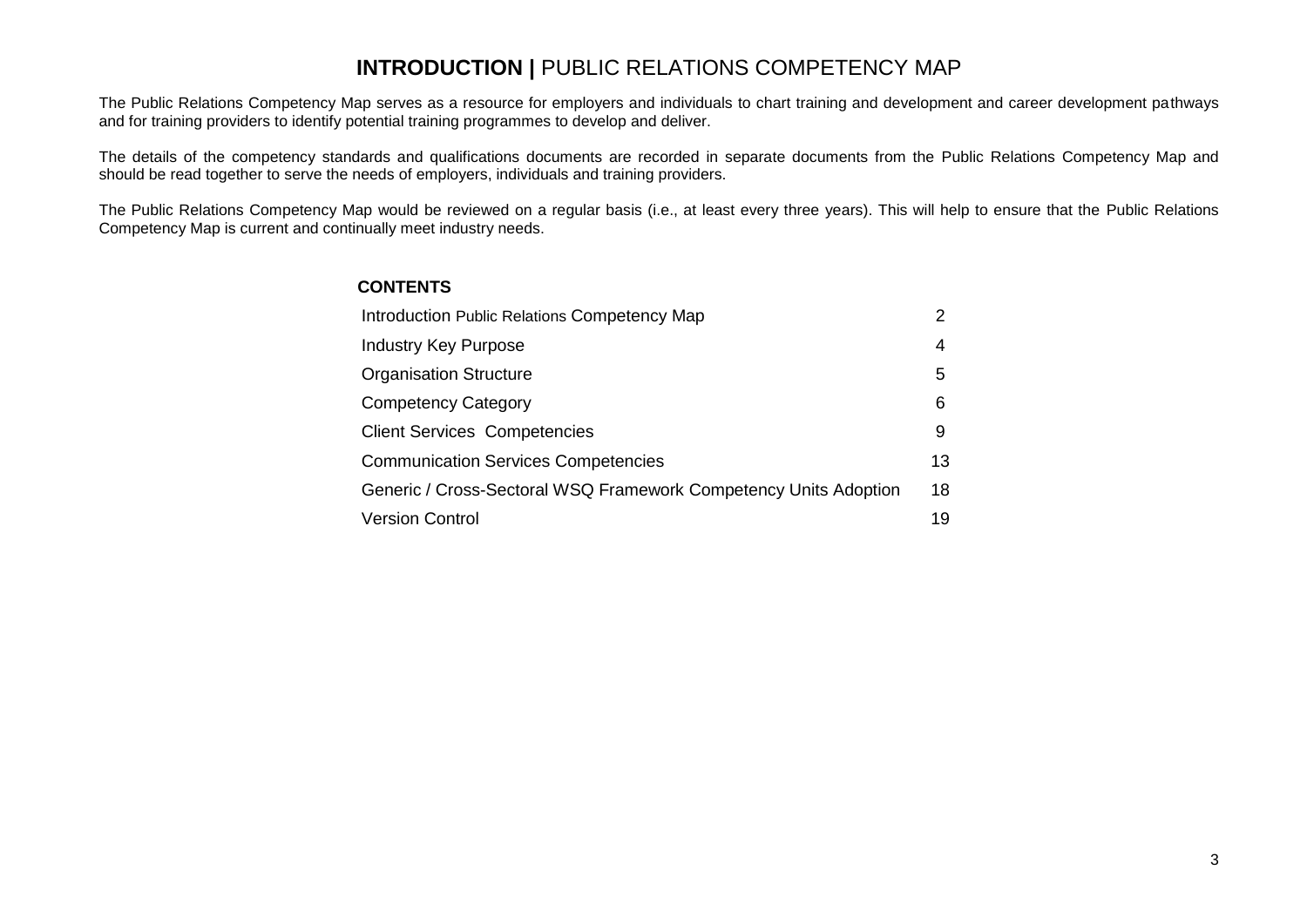# **INTRODUCTION |** PUBLIC RELATIONS COMPETENCY MAP

The Public Relations Competency Map serves as a resource for employers and individuals to chart training and development and career development pathways and for training providers to identify potential training programmes to develop and deliver.

The details of the competency standards and qualifications documents are recorded in separate documents from the Public Relations Competency Map and should be read together to serve the needs of employers, individuals and training providers.

The Public Relations Competency Map would be reviewed on a regular basis (i.e., at least every three years). This will help to ensure that the Public Relations Competency Map is current and continually meet industry needs.

## **CONTENTS**

| | |
|---|---|
| Introduction Public Relations Competency Map | 2 |
| Industry Key Purpose | 4 |
| Organisation Structure | 5 |
| Competency Category | 6 |
| Client Services Competencies | 9 |
| Communication Services Competencies | 13 |
| Generic / Cross-Sectoral WSQ Framework Competency Units Adoption | 18 |
| Version Control | 19 |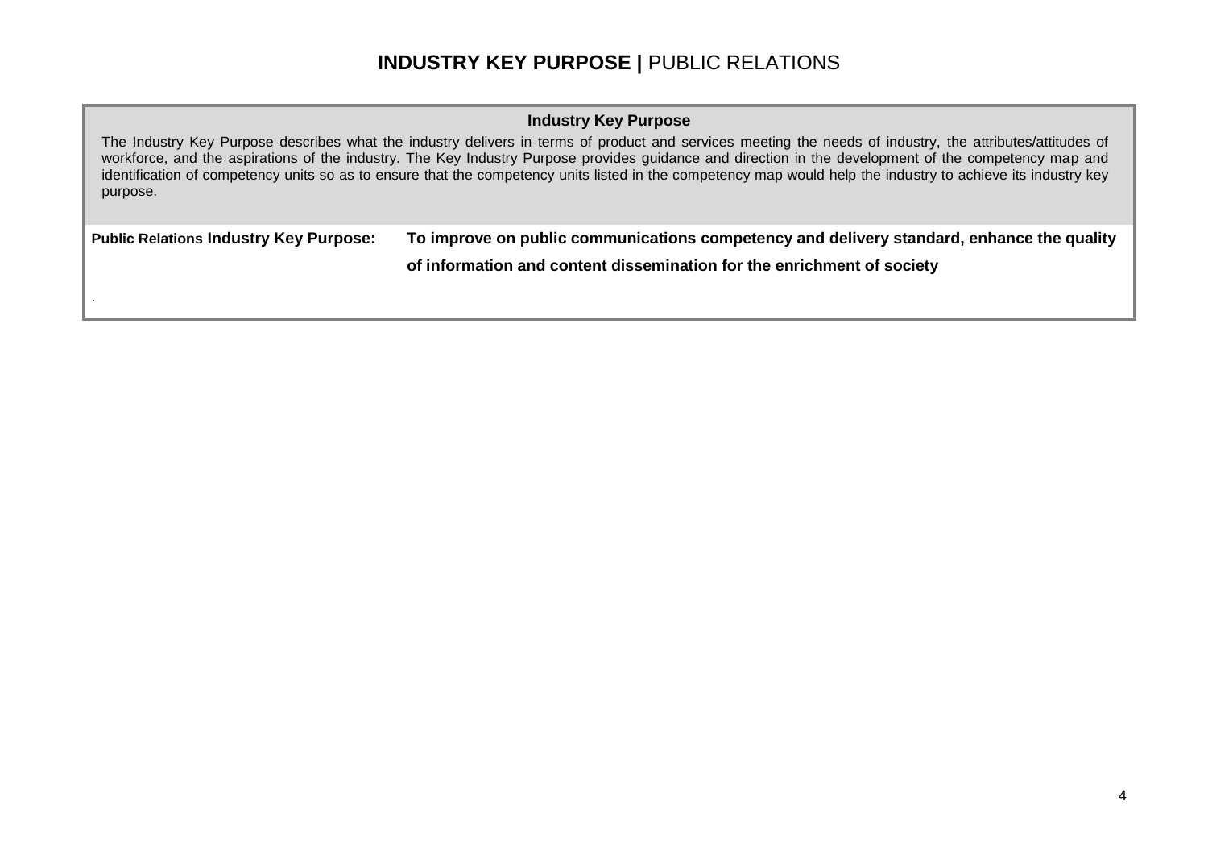# **INDUSTRY KEY PURPOSE |** PUBLIC RELATIONS

**Industry Key Purpose**

The Industry Key Purpose describes what the industry delivers in terms of product and services meeting the needs of industry, the attributes/attitudes of workforce, and the aspirations of the industry. The Key Industry Purpose provides guidance and direction in the development of the competency map and identification of competency units so as to ensure that the competency units listed in the competency map would help the industry to achieve its industry key purpose.

| **Public Relations Industry Key Purpose:** | **To improve on public communications competency and delivery standard, enhance the quality of information and content dissemination for the enrichment of society** |
|---|---|

.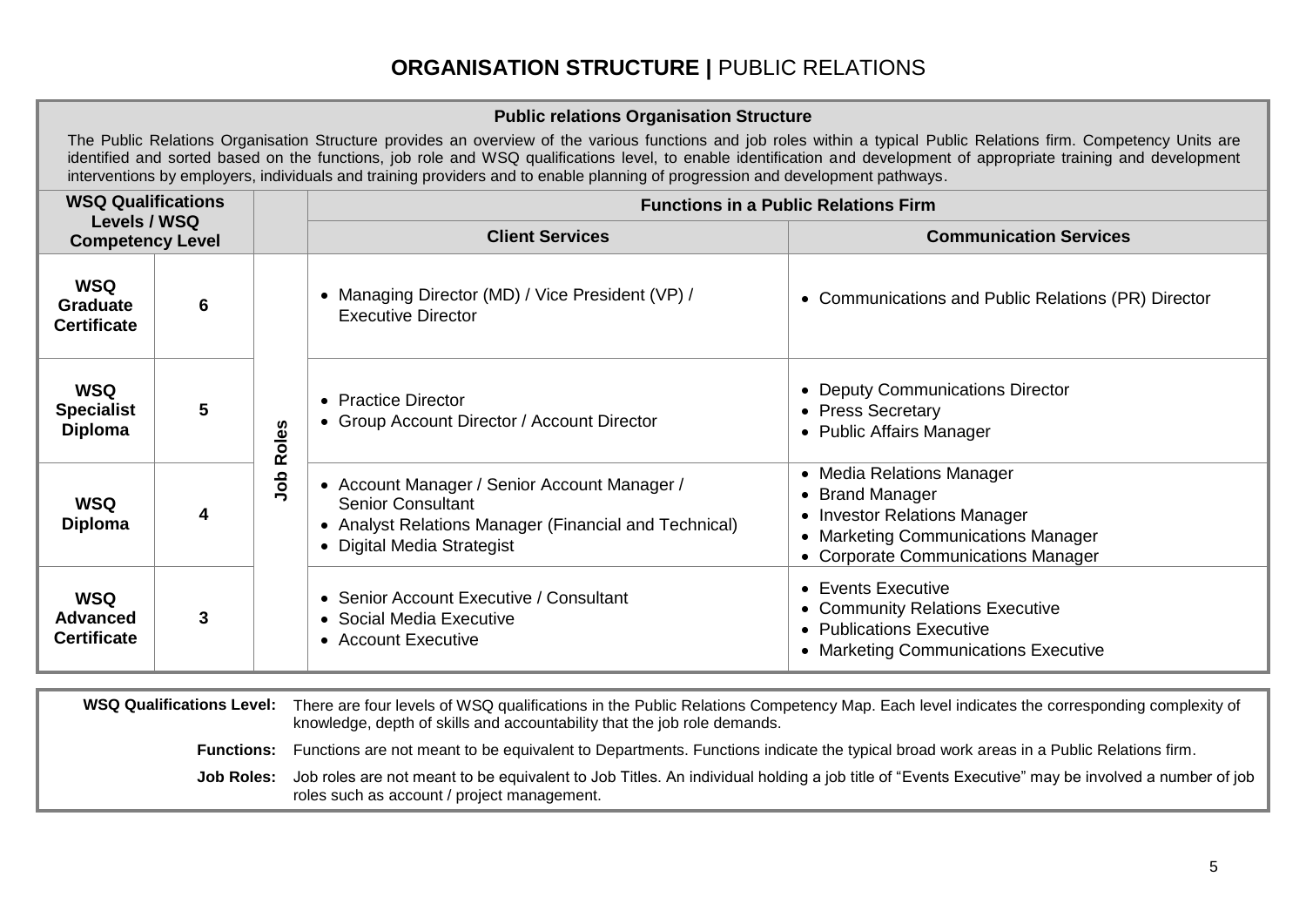# ORGANISATION STRUCTURE | PUBLIC RELATIONS

## Public relations Organisation Structure

The Public Relations Organisation Structure provides an overview of the various functions and job roles within a typical Public Relations firm. Competency Units are identified and sorted based on the functions, job role and WSQ qualifications level, to enable identification and development of appropriate training and development interventions by employers, individuals and training providers and to enable planning of progression and development pathways.

| WSQ Qualifications Levels / WSQ Competency Level | | | Functions in a Public Relations Firm | |
|---|---|---|---|---|
| | | | **Client Services** | **Communication Services** |
| **WSQ Graduate Certificate** | **6** | **Job Roles** | • Managing Director (MD) / Vice President (VP) / Executive Director | • Communications and Public Relations (PR) Director |
| **WSQ Specialist Diploma** | **5** | | • Practice Director<br>• Group Account Director / Account Director | • Deputy Communications Director<br>• Press Secretary<br>• Public Affairs Manager |
| **WSQ Diploma** | **4** | | • Account Manager / Senior Account Manager / Senior Consultant<br>• Analyst Relations Manager (Financial and Technical)<br>• Digital Media Strategist | • Media Relations Manager<br>• Brand Manager<br>• Investor Relations Manager<br>• Marketing Communications Manager<br>• Corporate Communications Manager |
| **WSQ Advanced Certificate** | **3** | | • Senior Account Executive / Consultant<br>• Social Media Executive<br>• Account Executive | • Events Executive<br>• Community Relations Executive<br>• Publications Executive<br>• Marketing Communications Executive |

**WSQ Qualifications Level:** There are four levels of WSQ qualifications in the Public Relations Competency Map. Each level indicates the corresponding complexity of knowledge, depth of skills and accountability that the job role demands.

**Functions:** Functions are not meant to be equivalent to Departments. Functions indicate the typical broad work areas in a Public Relations firm.

**Job Roles:** Job roles are not meant to be equivalent to Job Titles. An individual holding a job title of "Events Executive" may be involved a number of job roles such as account / project management.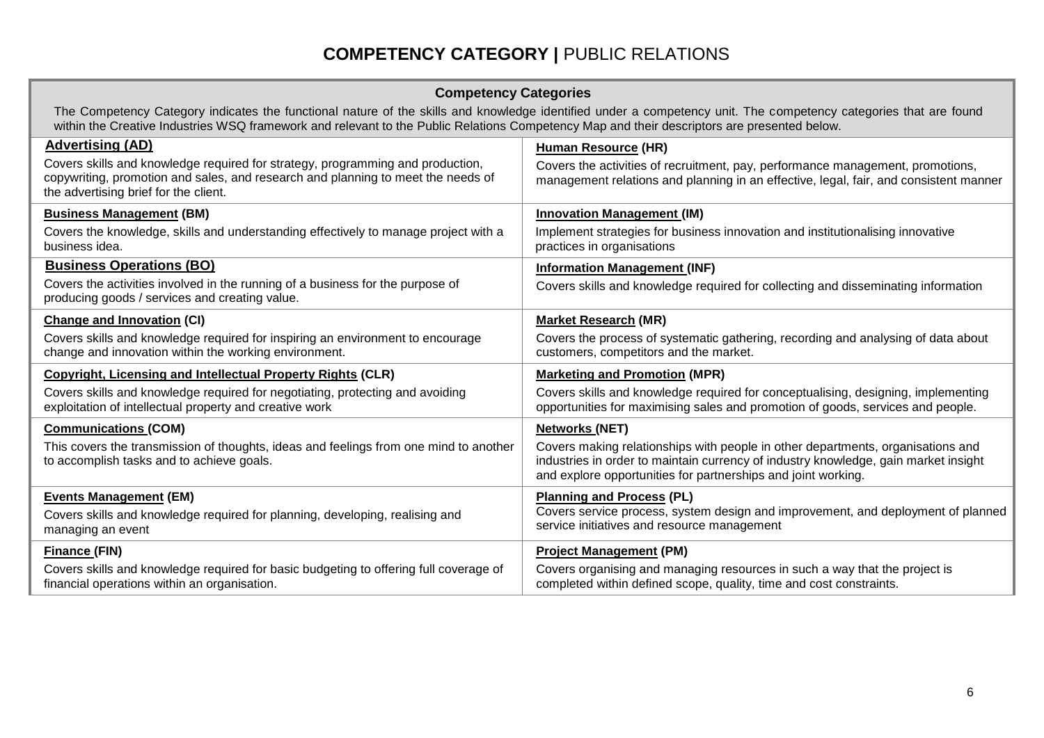# COMPETENCY CATEGORY | PUBLIC RELATIONS

| Competency Categories | |
|---|---|
| The Competency Category indicates the functional nature of the skills and knowledge identified under a competency unit. The competency categories that are found within the Creative Industries WSQ framework and relevant to the Public Relations Competency Map and their descriptors are presented below. | |
| **Advertising (AD)**<br>Covers skills and knowledge required for strategy, programming and production, copywriting, promotion and sales, and research and planning to meet the needs of the advertising brief for the client. | **Human Resource (HR)**<br>Covers the activities of recruitment, pay, performance management, promotions, management relations and planning in an effective, legal, fair, and consistent manner |
| **Business Management (BM)**<br>Covers the knowledge, skills and understanding effectively to manage project with a business idea. | **Innovation Management (IM)**<br>Implement strategies for business innovation and institutionalising innovative practices in organisations |
| **Business Operations (BO)**<br>Covers the activities involved in the running of a business for the purpose of producing goods / services and creating value. | **Information Management (INF)**<br>Covers skills and knowledge required for collecting and disseminating information |
| **Change and Innovation (CI)**<br>Covers skills and knowledge required for inspiring an environment to encourage change and innovation within the working environment. | **Market Research (MR)**<br>Covers the process of systematic gathering, recording and analysing of data about customers, competitors and the market. |
| **Copyright, Licensing and Intellectual Property Rights (CLR)**<br>Covers skills and knowledge required for negotiating, protecting and avoiding exploitation of intellectual property and creative work | **Marketing and Promotion (MPR)**<br>Covers skills and knowledge required for conceptualising, designing, implementing opportunities for maximising sales and promotion of goods, services and people. |
| **Communications (COM)**<br>This covers the transmission of thoughts, ideas and feelings from one mind to another to accomplish tasks and to achieve goals. | **Networks (NET)**<br>Covers making relationships with people in other departments, organisations and industries in order to maintain currency of industry knowledge, gain market insight and explore opportunities for partnerships and joint working. |
| **Events Management (EM)**<br>Covers skills and knowledge required for planning, developing, realising and managing an event | **Planning and Process (PL)**<br>Covers service process, system design and improvement, and deployment of planned service initiatives and resource management |
| **Finance (FIN)**<br>Covers skills and knowledge required for basic budgeting to offering full coverage of financial operations within an organisation. | **Project Management (PM)**<br>Covers organising and managing resources in such a way that the project is completed within defined scope, quality, time and cost constraints. |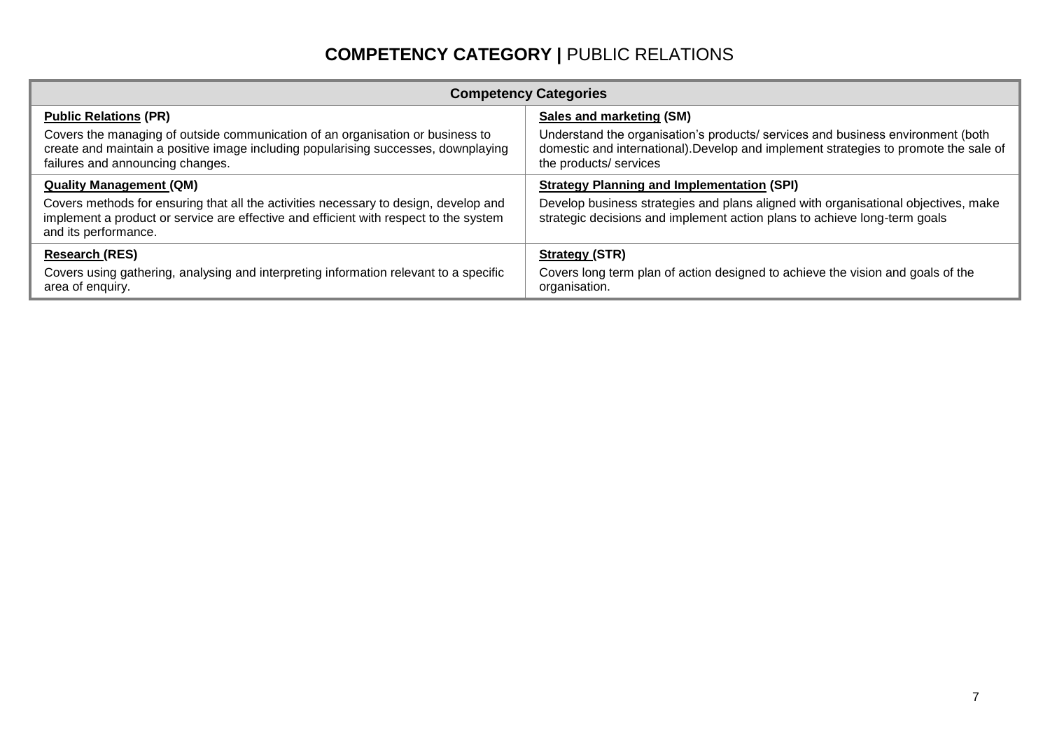# **COMPETENCY CATEGORY |** PUBLIC RELATIONS

| Competency Categories | |
|---|---|
| **Public Relations (PR)**<br><br>Covers the managing of outside communication of an organisation or business to create and maintain a positive image including popularising successes, downplaying failures and announcing changes. | **Sales and marketing (SM)**<br><br>Understand the organisation's products/ services and business environment (both domestic and international).Develop and implement strategies to promote the sale of the products/ services |
| **Quality Management (QM)**<br><br>Covers methods for ensuring that all the activities necessary to design, develop and implement a product or service are effective and efficient with respect to the system and its performance. | **Strategy Planning and Implementation (SPI)**<br><br>Develop business strategies and plans aligned with organisational objectives, make strategic decisions and implement action plans to achieve long-term goals |
| **Research (RES)**<br><br>Covers using gathering, analysing and interpreting information relevant to a specific area of enquiry. | **Strategy (STR)**<br><br>Covers long term plan of action designed to achieve the vision and goals of the organisation. |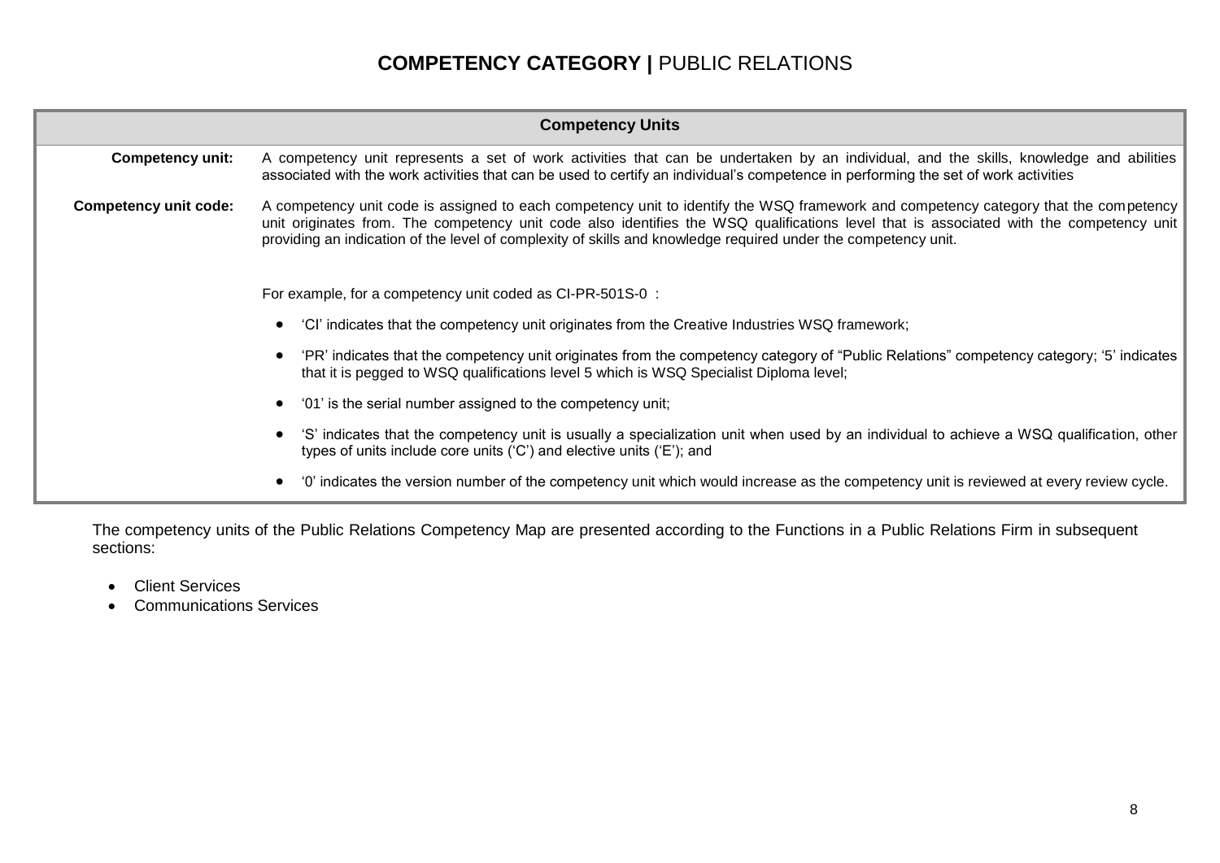# **COMPETENCY CATEGORY |** PUBLIC RELATIONS

| Competency Units | |
|---|---|
| **Competency unit:** | A competency unit represents a set of work activities that can be undertaken by an individual, and the skills, knowledge and abilities associated with the work activities that can be used to certify an individual's competence in performing the set of work activities |
| **Competency unit code:** | A competency unit code is assigned to each competency unit to identify the WSQ framework and competency category that the competency unit originates from. The competency unit code also identifies the WSQ qualifications level that is associated with the competency unit providing an indication of the level of complexity of skills and knowledge required under the competency unit.<br><br>For example, for a competency unit coded as CI-PR-501S-0 :<br><br>• 'CI' indicates that the competency unit originates from the Creative Industries WSQ framework;<br>• 'PR' indicates that the competency unit originates from the competency category of "Public Relations" competency category; '5' indicates that it is pegged to WSQ qualifications level 5 which is WSQ Specialist Diploma level;<br>• '01' is the serial number assigned to the competency unit;<br>• 'S' indicates that the competency unit is usually a specialization unit when used by an individual to achieve a WSQ qualification, other types of units include core units ('C') and elective units ('E'); and<br>• '0' indicates the version number of the competency unit which would increase as the competency unit is reviewed at every review cycle. |

The competency units of the Public Relations Competency Map are presented according to the Functions in a Public Relations Firm in subsequent sections:

- Client Services
- Communications Services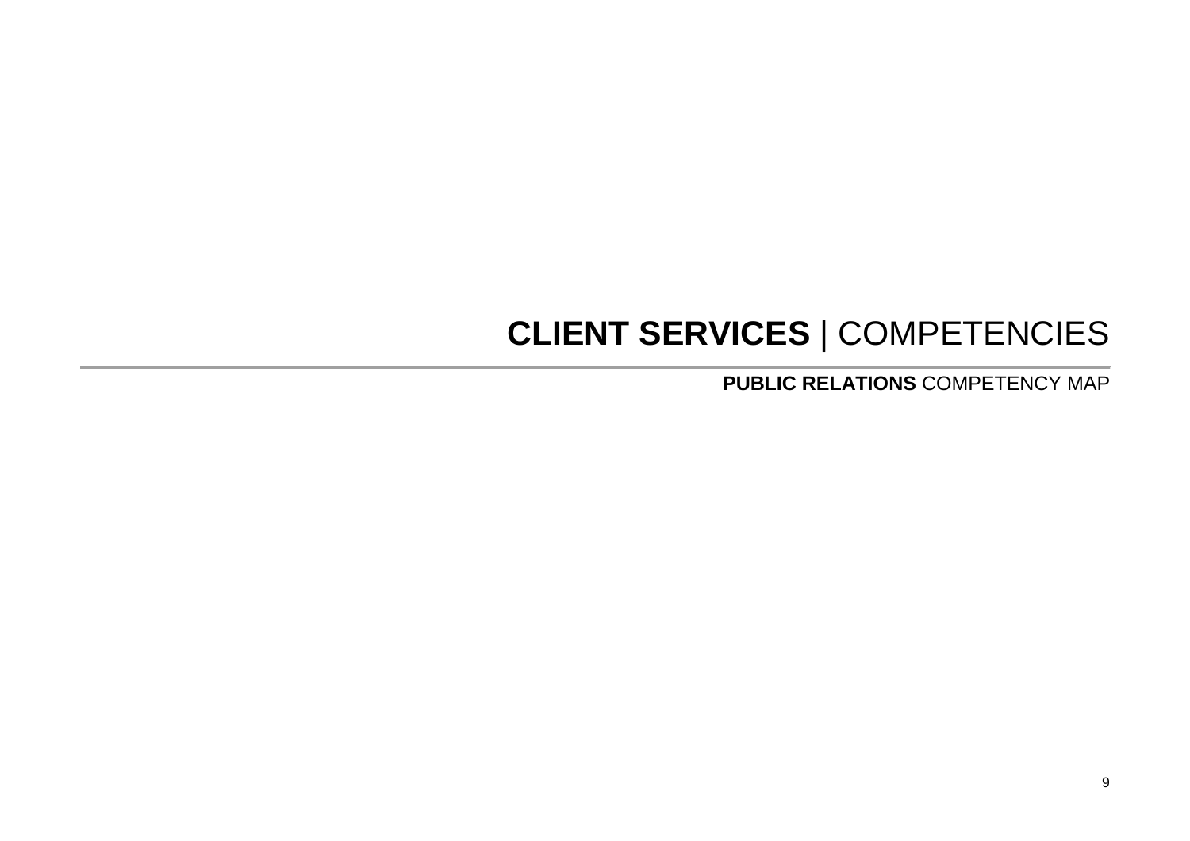# **CLIENT SERVICES** | COMPETENCIES

**PUBLIC RELATIONS** COMPETENCY MAP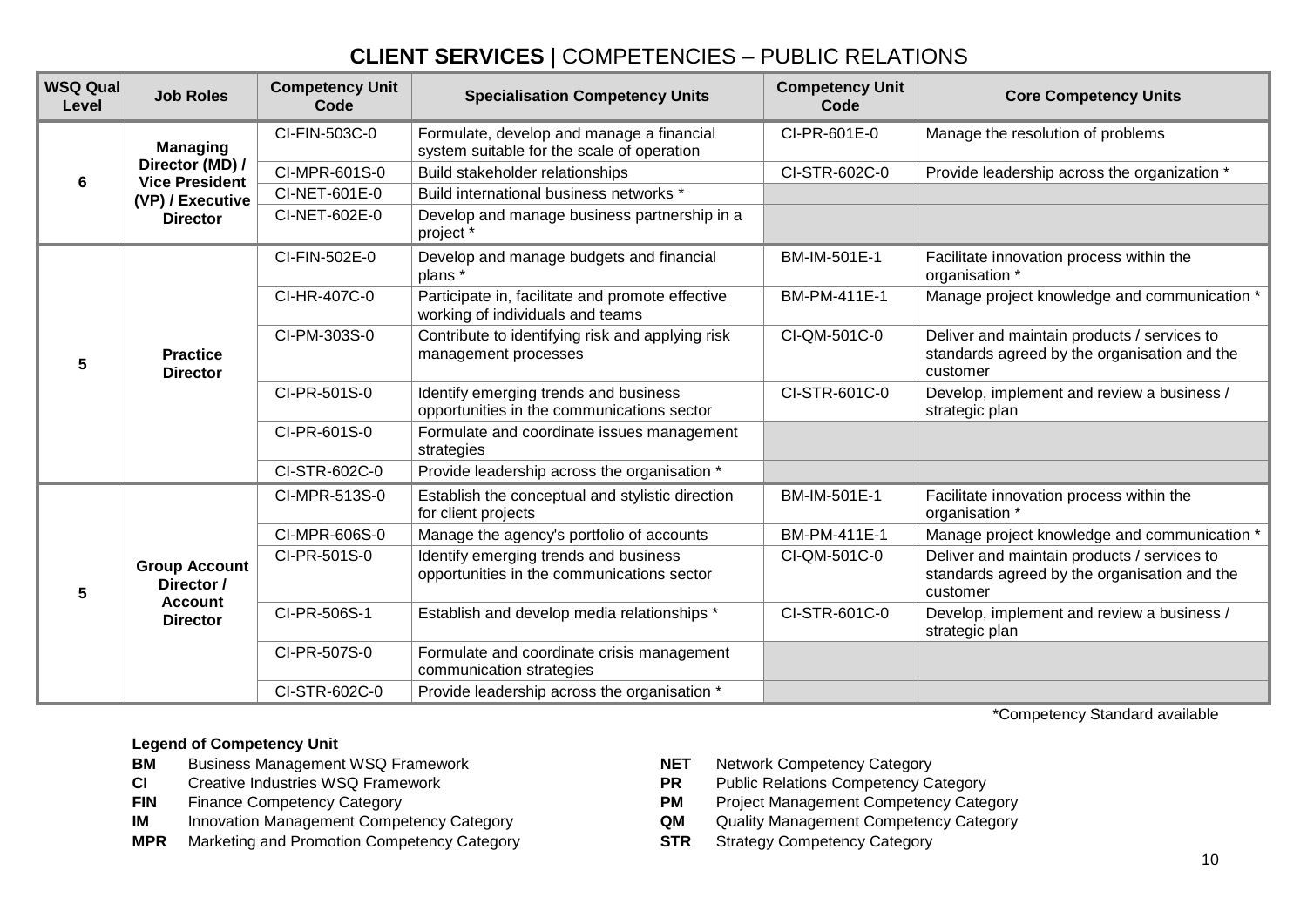# **CLIENT SERVICES** | COMPETENCIES – PUBLIC RELATIONS

| WSQ Qual Level | Job Roles | Competency Unit Code | Specialisation Competency Units | Competency Unit Code | Core Competency Units |
|---|---|---|---|---|---|
| 6 | **Managing Director (MD) / Vice President (VP) / Executive Director** | CI-FIN-503C-0 | Formulate, develop and manage a financial system suitable for the scale of operation | CI-PR-601E-0 | Manage the resolution of problems |
| | | CI-MPR-601S-0 | Build stakeholder relationships | CI-STR-602C-0 | Provide leadership across the organization * |
| | | CI-NET-601E-0 | Build international business networks * | | |
| | | CI-NET-602E-0 | Develop and manage business partnership in a project * | | |
| 5 | **Practice Director** | CI-FIN-502E-0 | Develop and manage budgets and financial plans * | BM-IM-501E-1 | Facilitate innovation process within the organisation * |
| | | CI-HR-407C-0 | Participate in, facilitate and promote effective working of individuals and teams | BM-PM-411E-1 | Manage project knowledge and communication * |
| | | CI-PM-303S-0 | Contribute to identifying risk and applying risk management processes | CI-QM-501C-0 | Deliver and maintain products / services to standards agreed by the organisation and the customer |
| | | CI-PR-501S-0 | Identify emerging trends and business opportunities in the communications sector | CI-STR-601C-0 | Develop, implement and review a business / strategic plan |
| | | CI-PR-601S-0 | Formulate and coordinate issues management strategies | | |
| | | CI-STR-602C-0 | Provide leadership across the organisation * | | |
| 5 | **Group Account Director / Account Director** | CI-MPR-513S-0 | Establish the conceptual and stylistic direction for client projects | BM-IM-501E-1 | Facilitate innovation process within the organisation * |
| | | CI-MPR-606S-0 | Manage the agency's portfolio of accounts | BM-PM-411E-1 | Manage project knowledge and communication * |
| | | CI-PR-501S-0 | Identify emerging trends and business opportunities in the communications sector | CI-QM-501C-0 | Deliver and maintain products / services to standards agreed by the organisation and the customer |
| | | CI-PR-506S-1 | Establish and develop media relationships * | CI-STR-601C-0 | Develop, implement and review a business / strategic plan |
| | | CI-PR-507S-0 | Formulate and coordinate crisis management communication strategies | | |
| | | CI-STR-602C-0 | Provide leadership across the organisation * | | |

*Competency Standard available

**Legend of Competency Unit**

- **BM** Business Management WSQ Framework
- **CI** Creative Industries WSQ Framework
- **FIN** Finance Competency Category
- **IM** Innovation Management Competency Category
- **MPR** Marketing and Promotion Competency Category
- **NET** Network Competency Category
- **PR** Public Relations Competency Category
- **PM** Project Management Competency Category
- **QM** Quality Management Competency Category
- **STR** Strategy Competency Category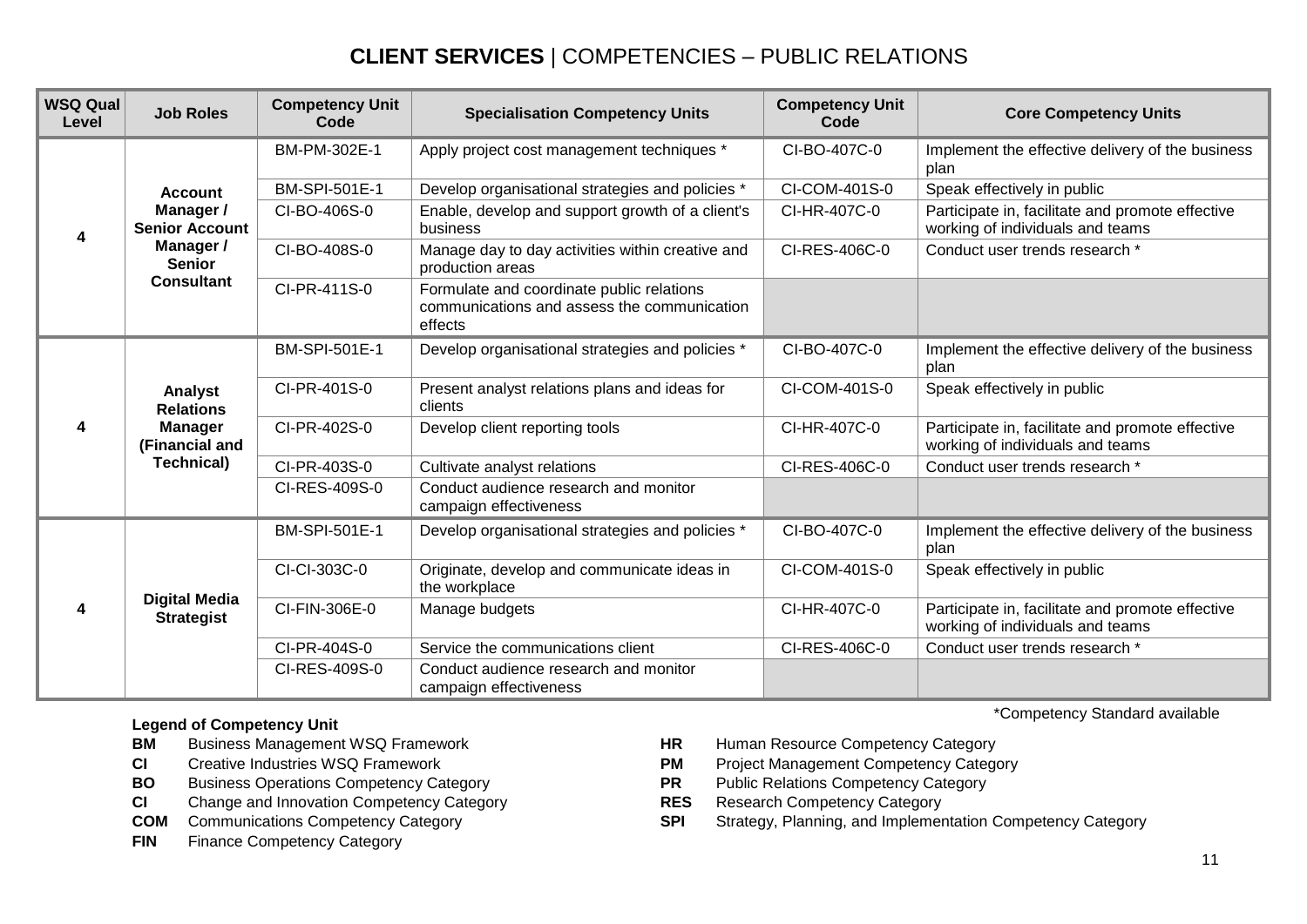# **CLIENT SERVICES** | COMPETENCIES – PUBLIC RELATIONS

| WSQ Qual Level | Job Roles | Competency Unit Code | Specialisation Competency Units | Competency Unit Code | Core Competency Units |
|---|---|---|---|---|---|
| 4 | **Account Manager / Senior Account Manager / Senior Consultant** | BM-PM-302E-1 | Apply project cost management techniques * | CI-BO-407C-0 | Implement the effective delivery of the business plan |
| | | BM-SPI-501E-1 | Develop organisational strategies and policies * | CI-COM-401S-0 | Speak effectively in public |
| | | CI-BO-406S-0 | Enable, develop and support growth of a client's business | CI-HR-407C-0 | Participate in, facilitate and promote effective working of individuals and teams |
| | | CI-BO-408S-0 | Manage day to day activities within creative and production areas | CI-RES-406C-0 | Conduct user trends research * |
| | | CI-PR-411S-0 | Formulate and coordinate public relations communications and assess the communication effects | | |
| 4 | **Analyst Relations Manager (Financial and Technical)** | BM-SPI-501E-1 | Develop organisational strategies and policies * | CI-BO-407C-0 | Implement the effective delivery of the business plan |
| | | CI-PR-401S-0 | Present analyst relations plans and ideas for clients | CI-COM-401S-0 | Speak effectively in public |
| | | CI-PR-402S-0 | Develop client reporting tools | CI-HR-407C-0 | Participate in, facilitate and promote effective working of individuals and teams |
| | | CI-PR-403S-0 | Cultivate analyst relations | CI-RES-406C-0 | Conduct user trends research * |
| | | CI-RES-409S-0 | Conduct audience research and monitor campaign effectiveness | | |
| 4 | **Digital Media Strategist** | BM-SPI-501E-1 | Develop organisational strategies and policies * | CI-BO-407C-0 | Implement the effective delivery of the business plan |
| | | CI-CI-303C-0 | Originate, develop and communicate ideas in the workplace | CI-COM-401S-0 | Speak effectively in public |
| | | CI-FIN-306E-0 | Manage budgets | CI-HR-407C-0 | Participate in, facilitate and promote effective working of individuals and teams |
| | | CI-PR-404S-0 | Service the communications client | CI-RES-406C-0 | Conduct user trends research * |
| | | CI-RES-409S-0 | Conduct audience research and monitor campaign effectiveness | | |

*Competency Standard available

**Legend of Competency Unit**

- **BM** Business Management WSQ Framework
- **CI** Creative Industries WSQ Framework
- **BO** Business Operations Competency Category
- **CI** Change and Innovation Competency Category
- **COM** Communications Competency Category
- **FIN** Finance Competency Category
- **HR** Human Resource Competency Category
- **PM** Project Management Competency Category
- **PR** Public Relations Competency Category
- **RES** Research Competency Category
- **SPI** Strategy, Planning, and Implementation Competency Category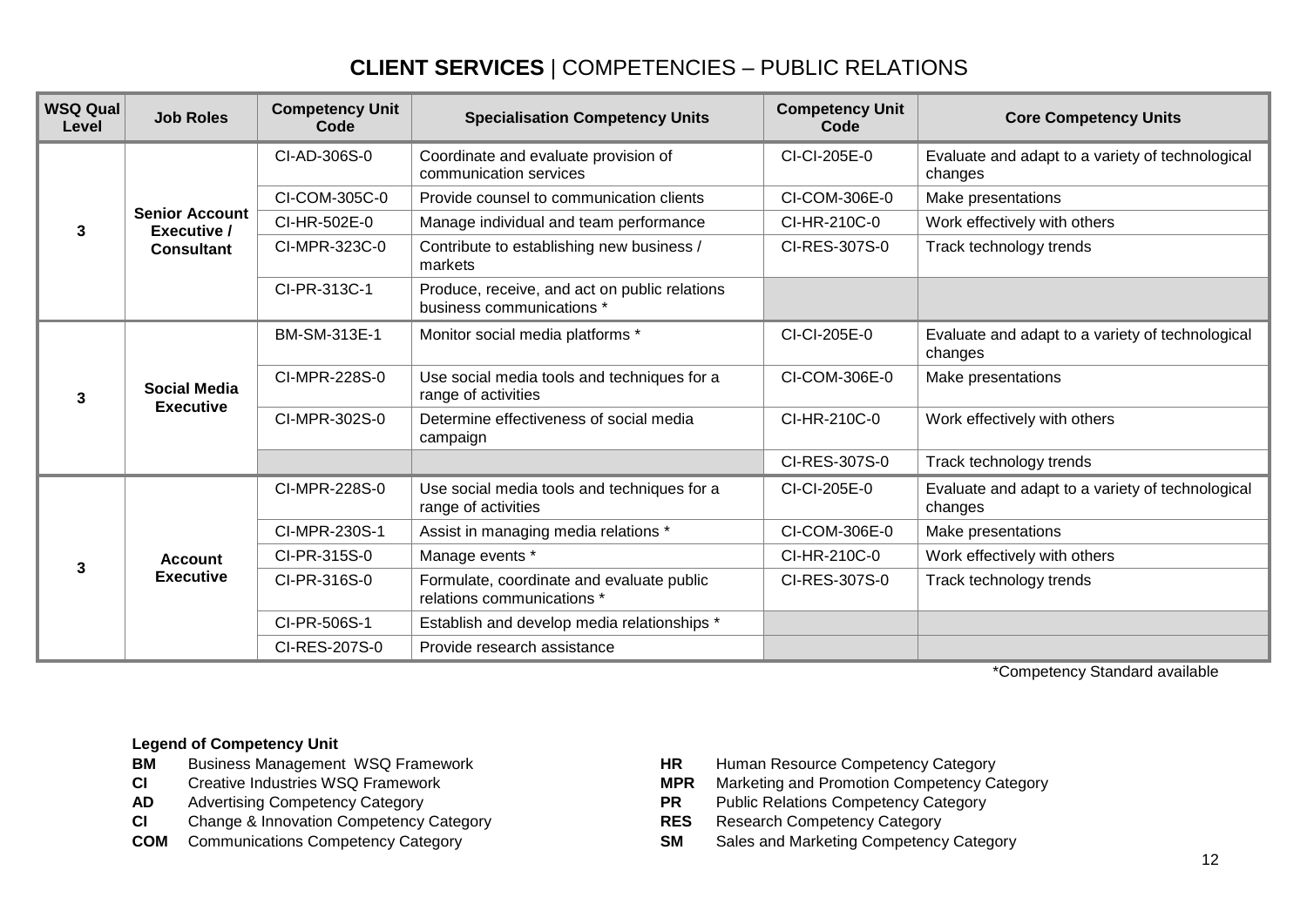# **CLIENT SERVICES** | COMPETENCIES – PUBLIC RELATIONS

| WSQ Qual Level | Job Roles | Competency Unit Code | Specialisation Competency Units | Competency Unit Code | Core Competency Units |
|---|---|---|---|---|---|
| 3 | **Senior Account Executive / Consultant** | CI-AD-306S-0 | Coordinate and evaluate provision of communication services | CI-CI-205E-0 | Evaluate and adapt to a variety of technological changes |
| | | CI-COM-305C-0 | Provide counsel to communication clients | CI-COM-306E-0 | Make presentations |
| | | CI-HR-502E-0 | Manage individual and team performance | CI-HR-210C-0 | Work effectively with others |
| | | CI-MPR-323C-0 | Contribute to establishing new business / markets | CI-RES-307S-0 | Track technology trends |
| | | CI-PR-313C-1 | Produce, receive, and act on public relations business communications * | | |
| 3 | **Social Media Executive** | BM-SM-313E-1 | Monitor social media platforms * | CI-CI-205E-0 | Evaluate and adapt to a variety of technological changes |
| | | CI-MPR-228S-0 | Use social media tools and techniques for a range of activities | CI-COM-306E-0 | Make presentations |
| | | CI-MPR-302S-0 | Determine effectiveness of social media campaign | CI-HR-210C-0 | Work effectively with others |
| | | | | CI-RES-307S-0 | Track technology trends |
| 3 | **Account Executive** | CI-MPR-228S-0 | Use social media tools and techniques for a range of activities | CI-CI-205E-0 | Evaluate and adapt to a variety of technological changes |
| | | CI-MPR-230S-1 | Assist in managing media relations * | CI-COM-306E-0 | Make presentations |
| | | CI-PR-315S-0 | Manage events * | CI-HR-210C-0 | Work effectively with others |
| | | CI-PR-316S-0 | Formulate, coordinate and evaluate public relations communications * | CI-RES-307S-0 | Track technology trends |
| | | CI-PR-506S-1 | Establish and develop media relationships * | | |
| | | CI-RES-207S-0 | Provide research assistance | | |

*Competency Standard available

**Legend of Competency Unit**

- **BM** Business Management WSQ Framework
- **CI** Creative Industries WSQ Framework
- **AD** Advertising Competency Category
- **CI** Change & Innovation Competency Category
- **COM** Communications Competency Category
- **HR** Human Resource Competency Category
- **MPR** Marketing and Promotion Competency Category
- **PR** Public Relations Competency Category
- **RES** Research Competency Category
- **SM** Sales and Marketing Competency Category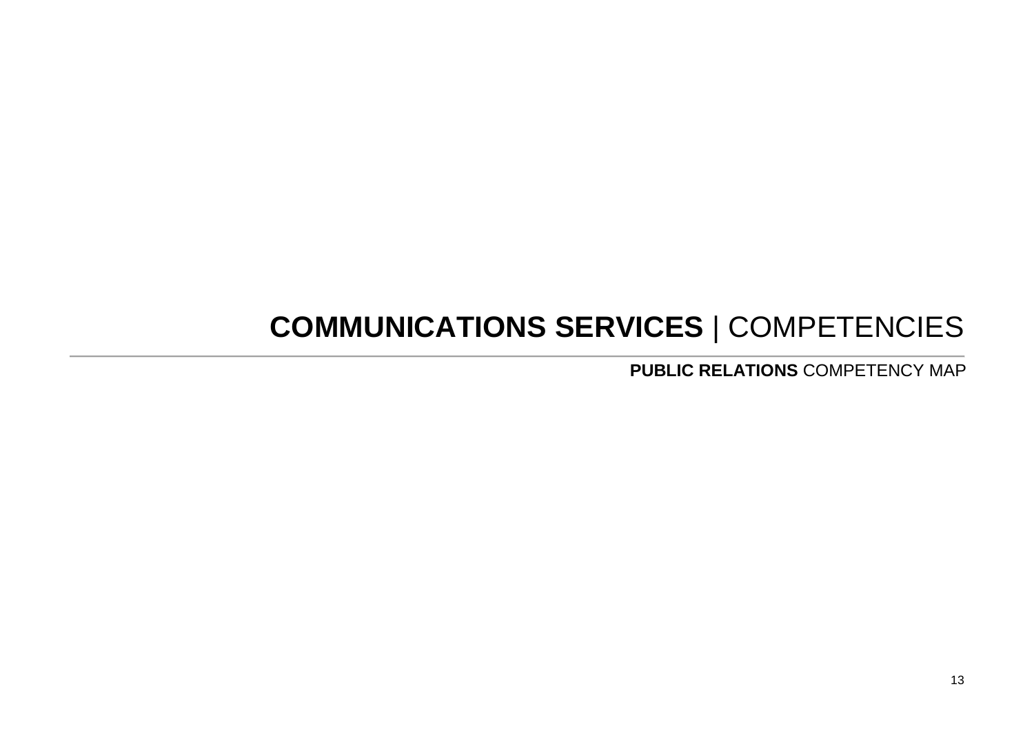# **COMMUNICATIONS SERVICES** | COMPETENCIES

**PUBLIC RELATIONS** COMPETENCY MAP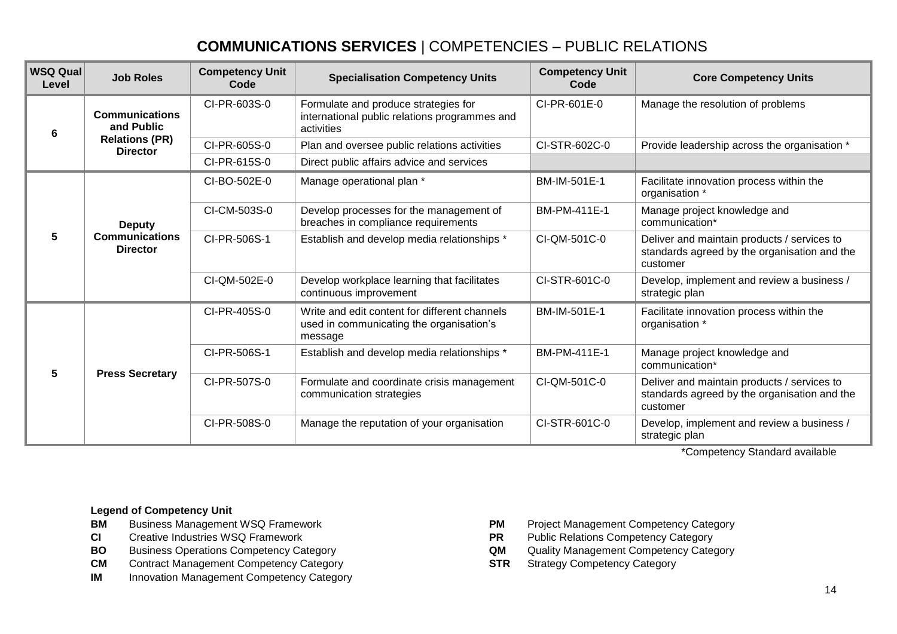# **COMMUNICATIONS SERVICES** | COMPETENCIES – PUBLIC RELATIONS

| WSQ Qual Level | Job Roles | Competency Unit Code | Specialisation Competency Units | Competency Unit Code | Core Competency Units |
|---|---|---|---|---|---|
| 6 | Communications and Public Relations (PR) Director | CI-PR-603S-0 | Formulate and produce strategies for international public relations programmes and activities | CI-PR-601E-0 | Manage the resolution of problems |
| | | CI-PR-605S-0 | Plan and oversee public relations activities | CI-STR-602C-0 | Provide leadership across the organisation * |
| | | CI-PR-615S-0 | Direct public affairs advice and services | | |
| 5 | Deputy Communications Director | CI-BO-502E-0 | Manage operational plan * | BM-IM-501E-1 | Facilitate innovation process within the organisation * |
| | | CI-CM-503S-0 | Develop processes for the management of breaches in compliance requirements | BM-PM-411E-1 | Manage project knowledge and communication* |
| | | CI-PR-506S-1 | Establish and develop media relationships * | CI-QM-501C-0 | Deliver and maintain products / services to standards agreed by the organisation and the customer |
| | | CI-QM-502E-0 | Develop workplace learning that facilitates continuous improvement | CI-STR-601C-0 | Develop, implement and review a business / strategic plan |
| 5 | Press Secretary | CI-PR-405S-0 | Write and edit content for different channels used in communicating the organisation's message | BM-IM-501E-1 | Facilitate innovation process within the organisation * |
| | | CI-PR-506S-1 | Establish and develop media relationships * | BM-PM-411E-1 | Manage project knowledge and communication* |
| | | CI-PR-507S-0 | Formulate and coordinate crisis management communication strategies | CI-QM-501C-0 | Deliver and maintain products / services to standards agreed by the organisation and the customer |
| | | CI-PR-508S-0 | Manage the reputation of your organisation | CI-STR-601C-0 | Develop, implement and review a business / strategic plan |

*Competency Standard available

**Legend of Competency Unit**

- **BM** Business Management WSQ Framework
- **CI** Creative Industries WSQ Framework
- **BO** Business Operations Competency Category
- **CM** Contract Management Competency Category
- **IM** Innovation Management Competency Category
- **PM** Project Management Competency Category
- **PR** Public Relations Competency Category
- **QM** Quality Management Competency Category
- **STR** Strategy Competency Category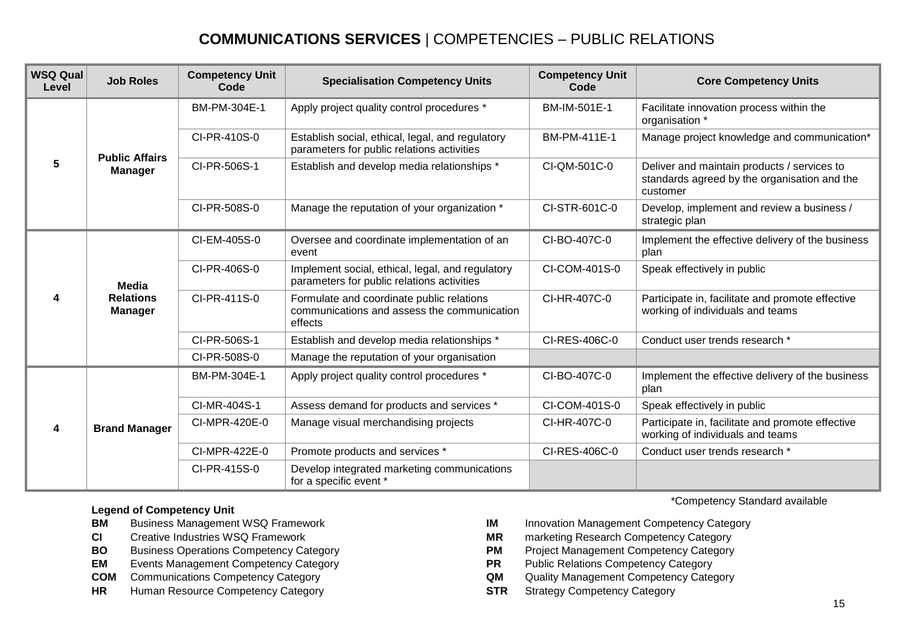# **COMMUNICATIONS SERVICES** | COMPETENCIES – PUBLIC RELATIONS

| WSQ Qual Level | Job Roles | Competency Unit Code | Specialisation Competency Units | Competency Unit Code | Core Competency Units |
|---|---|---|---|---|---|
| 5 | **Public Affairs Manager** | BM-PM-304E-1 | Apply project quality control procedures * | BM-IM-501E-1 | Facilitate innovation process within the organisation * |
| | | CI-PR-410S-0 | Establish social, ethical, legal, and regulatory parameters for public relations activities | BM-PM-411E-1 | Manage project knowledge and communication* |
| | | CI-PR-506S-1 | Establish and develop media relationships * | CI-QM-501C-0 | Deliver and maintain products / services to standards agreed by the organisation and the customer |
| | | CI-PR-508S-0 | Manage the reputation of your organization * | CI-STR-601C-0 | Develop, implement and review a business / strategic plan |
| 4 | **Media Relations Manager** | CI-EM-405S-0 | Oversee and coordinate implementation of an event | CI-BO-407C-0 | Implement the effective delivery of the business plan |
| | | CI-PR-406S-0 | Implement social, ethical, legal, and regulatory parameters for public relations activities | CI-COM-401S-0 | Speak effectively in public |
| | | CI-PR-411S-0 | Formulate and coordinate public relations communications and assess the communication effects | CI-HR-407C-0 | Participate in, facilitate and promote effective working of individuals and teams |
| | | CI-PR-506S-1 | Establish and develop media relationships * | CI-RES-406C-0 | Conduct user trends research * |
| | | CI-PR-508S-0 | Manage the reputation of your organisation | | |
| 4 | **Brand Manager** | BM-PM-304E-1 | Apply project quality control procedures * | CI-BO-407C-0 | Implement the effective delivery of the business plan |
| | | CI-MR-404S-1 | Assess demand for products and services * | CI-COM-401S-0 | Speak effectively in public |
| | | CI-MPR-420E-0 | Manage visual merchandising projects | CI-HR-407C-0 | Participate in, facilitate and promote effective working of individuals and teams |
| | | CI-MPR-422E-0 | Promote products and services * | CI-RES-406C-0 | Conduct user trends research * |
| | | CI-PR-415S-0 | Develop integrated marketing communications for a specific event * | | |

*Competency Standard available

**Legend of Competency Unit**

- **BM** Business Management WSQ Framework
- **CI** Creative Industries WSQ Framework
- **BO** Business Operations Competency Category
- **EM** Events Management Competency Category
- **COM** Communications Competency Category
- **HR** Human Resource Competency Category
- **IM** Innovation Management Competency Category
- **MR** marketing Research Competency Category
- **PM** Project Management Competency Category
- **PR** Public Relations Competency Category
- **QM** Quality Management Competency Category
- **STR** Strategy Competency Category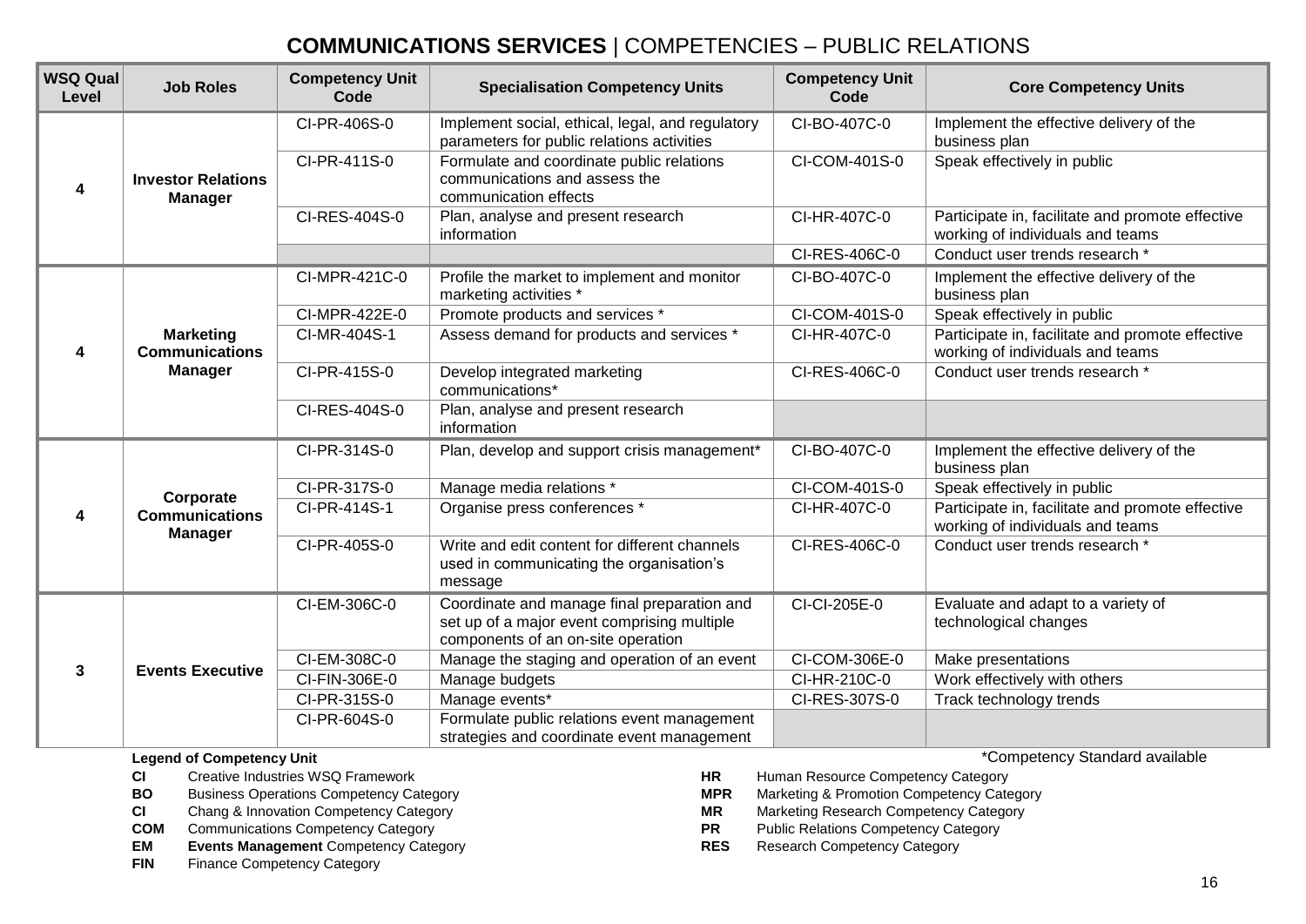# **COMMUNICATIONS SERVICES** | COMPETENCIES – PUBLIC RELATIONS

| WSQ Qual Level | Job Roles | Competency Unit Code | Specialisation Competency Units | Competency Unit Code | Core Competency Units |
|---|---|---|---|---|---|
| 4 | **Investor Relations Manager** | CI-PR-406S-0 | Implement social, ethical, legal, and regulatory parameters for public relations activities | CI-BO-407C-0 | Implement the effective delivery of the business plan |
| | | CI-PR-411S-0 | Formulate and coordinate public relations communications and assess the communication effects | CI-COM-401S-0 | Speak effectively in public |
| | | CI-RES-404S-0 | Plan, analyse and present research information | CI-HR-407C-0 | Participate in, facilitate and promote effective working of individuals and teams |
| | | | | CI-RES-406C-0 | Conduct user trends research * |
| 4 | **Marketing Communications Manager** | CI-MPR-421C-0 | Profile the market to implement and monitor marketing activities * | CI-BO-407C-0 | Implement the effective delivery of the business plan |
| | | CI-MPR-422E-0 | Promote products and services * | CI-COM-401S-0 | Speak effectively in public |
| | | CI-MR-404S-1 | Assess demand for products and services * | CI-HR-407C-0 | Participate in, facilitate and promote effective working of individuals and teams |
| | | CI-PR-415S-0 | Develop integrated marketing communications* | CI-RES-406C-0 | Conduct user trends research * |
| | | CI-RES-404S-0 | Plan, analyse and present research information | | |
| 4 | **Corporate Communications Manager** | CI-PR-314S-0 | Plan, develop and support crisis management* | CI-BO-407C-0 | Implement the effective delivery of the business plan |
| | | CI-PR-317S-0 | Manage media relations * | CI-COM-401S-0 | Speak effectively in public |
| | | CI-PR-414S-1 | Organise press conferences * | CI-HR-407C-0 | Participate in, facilitate and promote effective working of individuals and teams |
| | | CI-PR-405S-0 | Write and edit content for different channels used in communicating the organisation's message | CI-RES-406C-0 | Conduct user trends research * |
| 3 | **Events Executive** | CI-EM-306C-0 | Coordinate and manage final preparation and set up of a major event comprising multiple components of an on-site operation | CI-CI-205E-0 | Evaluate and adapt to a variety of technological changes |
| | | CI-EM-308C-0 | Manage the staging and operation of an event | CI-COM-306E-0 | Make presentations |
| | | CI-FIN-306E-0 | Manage budgets | CI-HR-210C-0 | Work effectively with others |
| | | CI-PR-315S-0 | Manage events* | CI-RES-307S-0 | Track technology trends |
| | | CI-PR-604S-0 | Formulate public relations event management strategies and coordinate event management | | |

**Legend of Competency Unit**

*Competency Standard available

**CI** Creative Industries WSQ Framework
**BO** Business Operations Competency Category
**CI** Chang & Innovation Competency Category
**COM** Communications Competency Category
**EM** **Events Management** Competency Category
**FIN** Finance Competency Category
**HR** Human Resource Competency Category
**MPR** Marketing & Promotion Competency Category
**MR** Marketing Research Competency Category
**PR** Public Relations Competency Category
**RES** Research Competency Category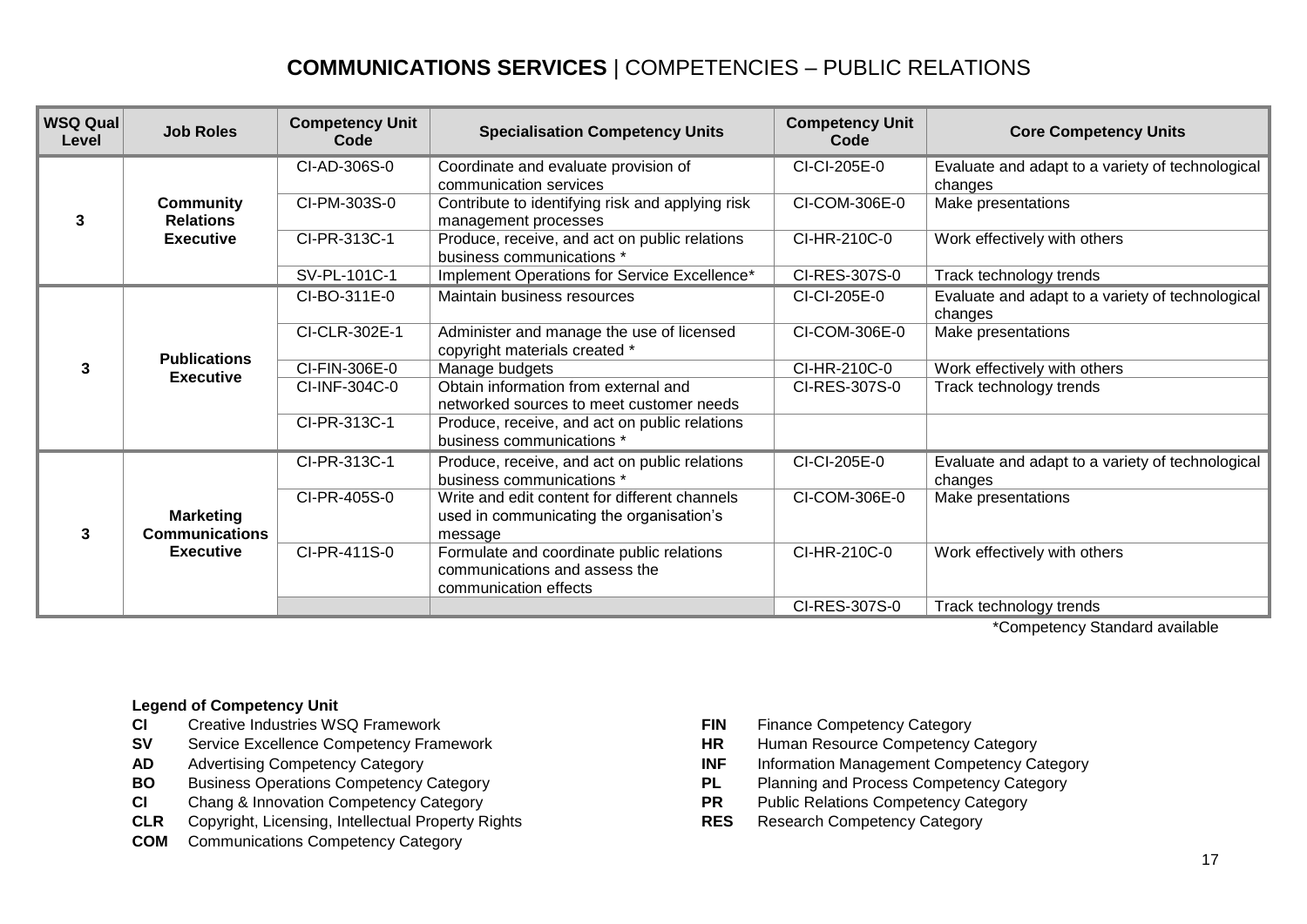# **COMMUNICATIONS SERVICES** | COMPETENCIES – PUBLIC RELATIONS

| WSQ Qual Level | Job Roles | Competency Unit Code | Specialisation Competency Units | Competency Unit Code | Core Competency Units |
|---|---|---|---|---|---|
| 3 | **Community Relations Executive** | CI-AD-306S-0 | Coordinate and evaluate provision of communication services | CI-CI-205E-0 | Evaluate and adapt to a variety of technological changes |
| | | CI-PM-303S-0 | Contribute to identifying risk and applying risk management processes | CI-COM-306E-0 | Make presentations |
| | | CI-PR-313C-1 | Produce, receive, and act on public relations business communications * | CI-HR-210C-0 | Work effectively with others |
| | | SV-PL-101C-1 | Implement Operations for Service Excellence* | CI-RES-307S-0 | Track technology trends |
| 3 | **Publications Executive** | CI-BO-311E-0 | Maintain business resources | CI-CI-205E-0 | Evaluate and adapt to a variety of technological changes |
| | | CI-CLR-302E-1 | Administer and manage the use of licensed copyright materials created * | CI-COM-306E-0 | Make presentations |
| | | CI-FIN-306E-0 | Manage budgets | CI-HR-210C-0 | Work effectively with others |
| | | CI-INF-304C-0 | Obtain information from external and networked sources to meet customer needs | CI-RES-307S-0 | Track technology trends |
| | | CI-PR-313C-1 | Produce, receive, and act on public relations business communications * | | |
| 3 | **Marketing Communications Executive** | CI-PR-313C-1 | Produce, receive, and act on public relations business communications * | CI-CI-205E-0 | Evaluate and adapt to a variety of technological changes |
| | | CI-PR-405S-0 | Write and edit content for different channels used in communicating the organisation's message | CI-COM-306E-0 | Make presentations |
| | | CI-PR-411S-0 | Formulate and coordinate public relations communications and assess the communication effects | CI-HR-210C-0 | Work effectively with others |
| | | | | CI-RES-307S-0 | Track technology trends |

*Competency Standard available

**Legend of Competency Unit**

- **CI** Creative Industries WSQ Framework
- **SV** Service Excellence Competency Framework
- **AD** Advertising Competency Category
- **BO** Business Operations Competency Category
- **CI** Chang & Innovation Competency Category
- **CLR** Copyright, Licensing, Intellectual Property Rights
- **COM** Communications Competency Category
- **FIN** Finance Competency Category
- **HR** Human Resource Competency Category
- **INF** Information Management Competency Category
- **PL** Planning and Process Competency Category
- **PR** Public Relations Competency Category
- **RES** Research Competency Category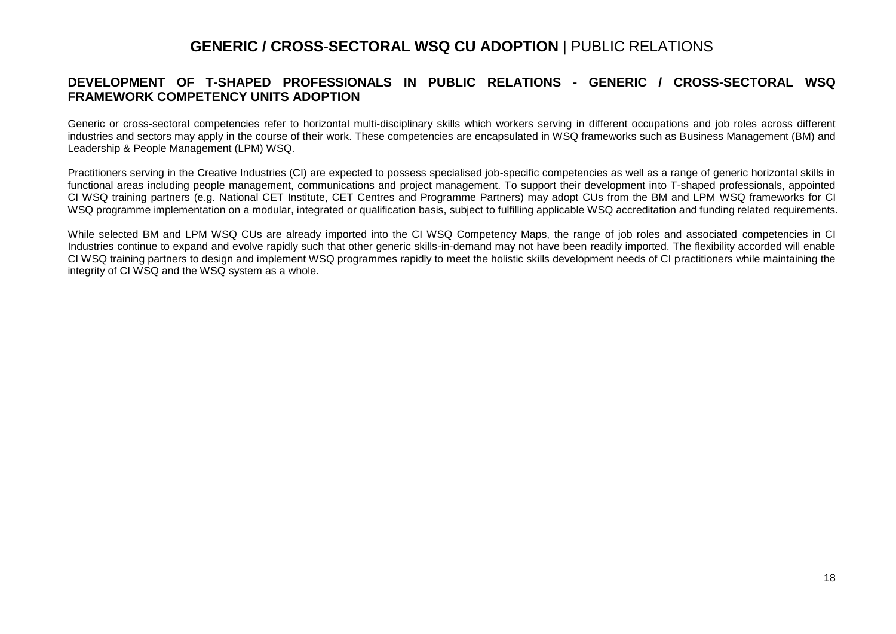# **GENERIC / CROSS-SECTORAL WSQ CU ADOPTION** | PUBLIC RELATIONS

## DEVELOPMENT OF T-SHAPED PROFESSIONALS IN PUBLIC RELATIONS - GENERIC / CROSS-SECTORAL WSQ FRAMEWORK COMPETENCY UNITS ADOPTION

Generic or cross-sectoral competencies refer to horizontal multi-disciplinary skills which workers serving in different occupations and job roles across different industries and sectors may apply in the course of their work. These competencies are encapsulated in WSQ frameworks such as Business Management (BM) and Leadership & People Management (LPM) WSQ.

Practitioners serving in the Creative Industries (CI) are expected to possess specialised job-specific competencies as well as a range of generic horizontal skills in functional areas including people management, communications and project management. To support their development into T-shaped professionals, appointed CI WSQ training partners (e.g. National CET Institute, CET Centres and Programme Partners) may adopt CUs from the BM and LPM WSQ frameworks for CI WSQ programme implementation on a modular, integrated or qualification basis, subject to fulfilling applicable WSQ accreditation and funding related requirements.

While selected BM and LPM WSQ CUs are already imported into the CI WSQ Competency Maps, the range of job roles and associated competencies in CI Industries continue to expand and evolve rapidly such that other generic skills-in-demand may not have been readily imported. The flexibility accorded will enable CI WSQ training partners to design and implement WSQ programmes rapidly to meet the holistic skills development needs of CI practitioners while maintaining the integrity of CI WSQ and the WSQ system as a whole.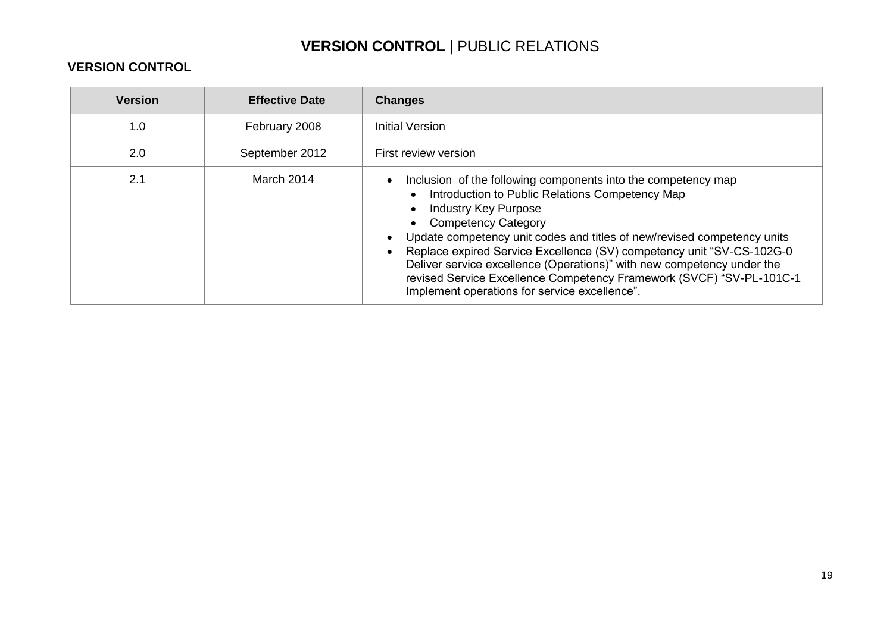# **VERSION CONTROL** | PUBLIC RELATIONS

## VERSION CONTROL

| Version | Effective Date | Changes |
|---|---|---|
| 1.0 | February 2008 | Initial Version |
| 2.0 | September 2012 | First review version |
| 2.1 | March 2014 | • Inclusion of the following components into the competency map<br>  • Introduction to Public Relations Competency Map<br>  • Industry Key Purpose<br>  • Competency Category<br>• Update competency unit codes and titles of new/revised competency units<br>• Replace expired Service Excellence (SV) competency unit "SV-CS-102G-0 Deliver service excellence (Operations)" with new competency under the revised Service Excellence Competency Framework (SVCF) "SV-PL-101C-1 Implement operations for service excellence". |